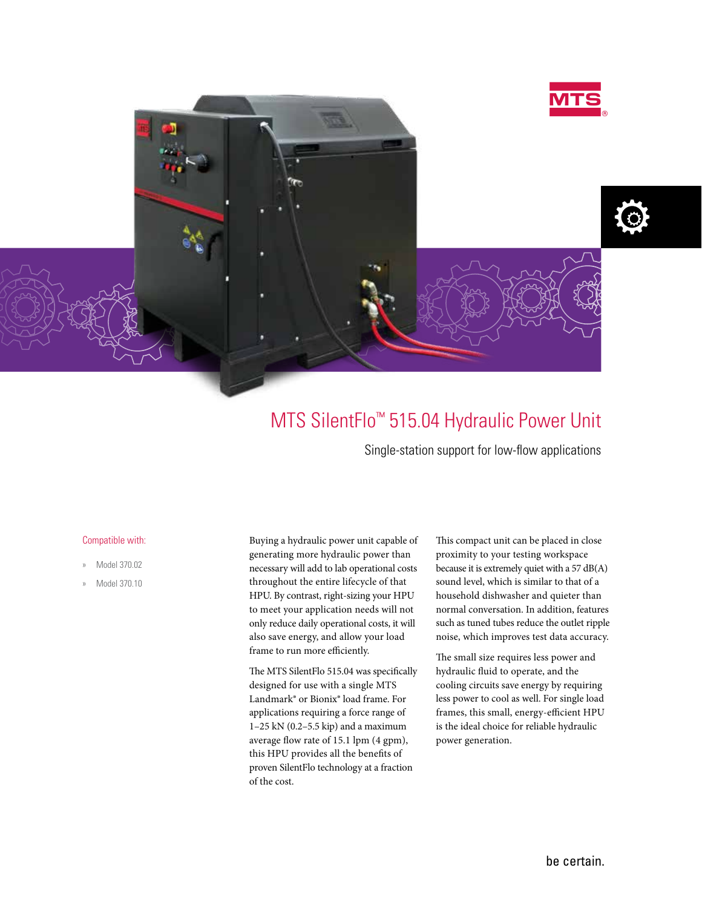# MTS SilentFlo™ 515.04 Hydraulic Power Unit

Single-station support for low-flow applications

Compatible with:

- Model 370.02
- Model 370.10

Buying a hydraulic power unit capable of generating more hydraulic power than necessary will add to lab operational costs throughout the entire lifecycle of that HPU. By contrast, right-sizing your HPU to meet your application needs will not only reduce daily operational costs, it will also save energy, and allow your load frame to run more efficiently.

The MTS SilentFlo 515.04 was specifically designed for use with a single MTS Landmark® or Bionix® load frame. For applications requiring a force range of 1–25 kN (0.2–5.5 kip) and a maximum average flow rate of 15.1 lpm (4 gpm), this HPU provides all the benefits of proven SilentFlo technology at a fraction of the cost.

This compact unit can be placed in close proximity to your testing workspace because it is extremely quiet with a 57 dB(A) sound level, which is similar to that of a household dishwasher and quieter than normal conversation. In addition, features such as tuned tubes reduce the outlet ripple noise, which improves test data accuracy.

The small size requires less power and hydraulic fluid to operate, and the cooling circuits save energy by requiring less power to cool as well. For single load frames, this small, energy-efficient HPU is the ideal choice for reliable hydraulic power generation.

be certain.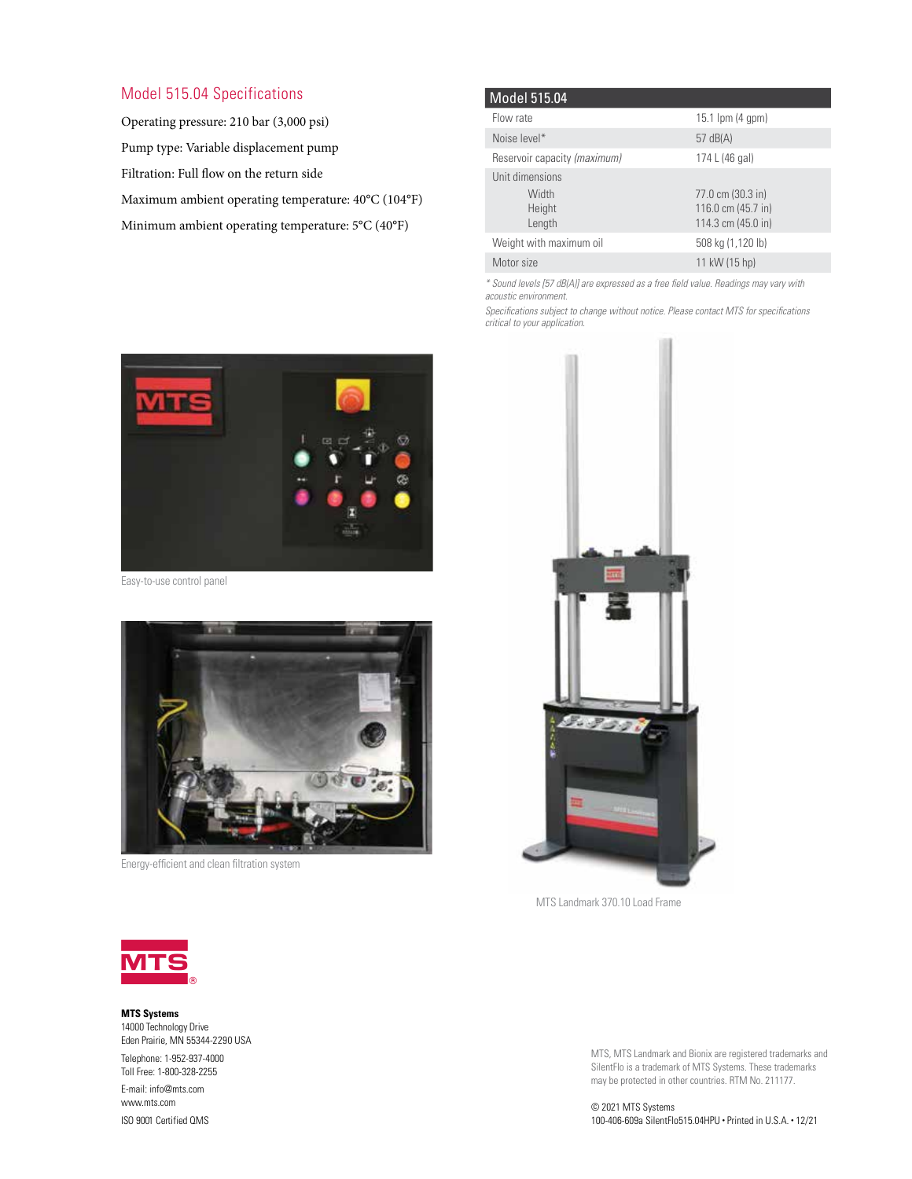## Model 515.04 Specifications

Operating pressure: 210 bar (3,000 psi)

Pump type: Variable displacement pump

Filtration: Full flow on the return side

Maximum ambient operating temperature: 40°C (104°F)

Minimum ambient operating temperature: 5°C (40°F)

| Model 515.04 | |
|---|---|
| Flow rate | 15.1 lpm (4 gpm) |
| Noise level* | 57 dB(A) |
| Reservoir capacity *(maximum)* | 174 L (46 gal) |
| Unit dimensions | |
| Width | 77.0 cm (30.3 in) |
| Height | 116.0 cm (45.7 in) |
| Length | 114.3 cm (45.0 in) |
| Weight with maximum oil | 508 kg (1,120 lb) |
| Motor size | 11 kW (15 hp) |

*\* Sound levels [57 dB(A)] are expressed as a free field value. Readings may vary with acoustic environment.*

*Specifications subject to change without notice. Please contact MTS for specifications critical to your application.*

Easy-to-use control panel

Energy-efficient and clean filtration system

MTS Landmark 370.10 Load Frame

**MTS Systems**
14000 Technology Drive
Eden Prairie, MN 55344-2290 USA

Telephone: 1-952-937-4000
Toll Free: 1-800-328-2255

E-mail: info@mts.com
www.mts.com

ISO 9001 Certified QMS

MTS, MTS Landmark and Bionix are registered trademarks and SilentFlo is a trademark of MTS Systems. These trademarks may be protected in other countries. RTM No. 211177.

© 2021 MTS Systems
100-406-609a SilentFlo515.04HPU • Printed in U.S.A. • 12/21